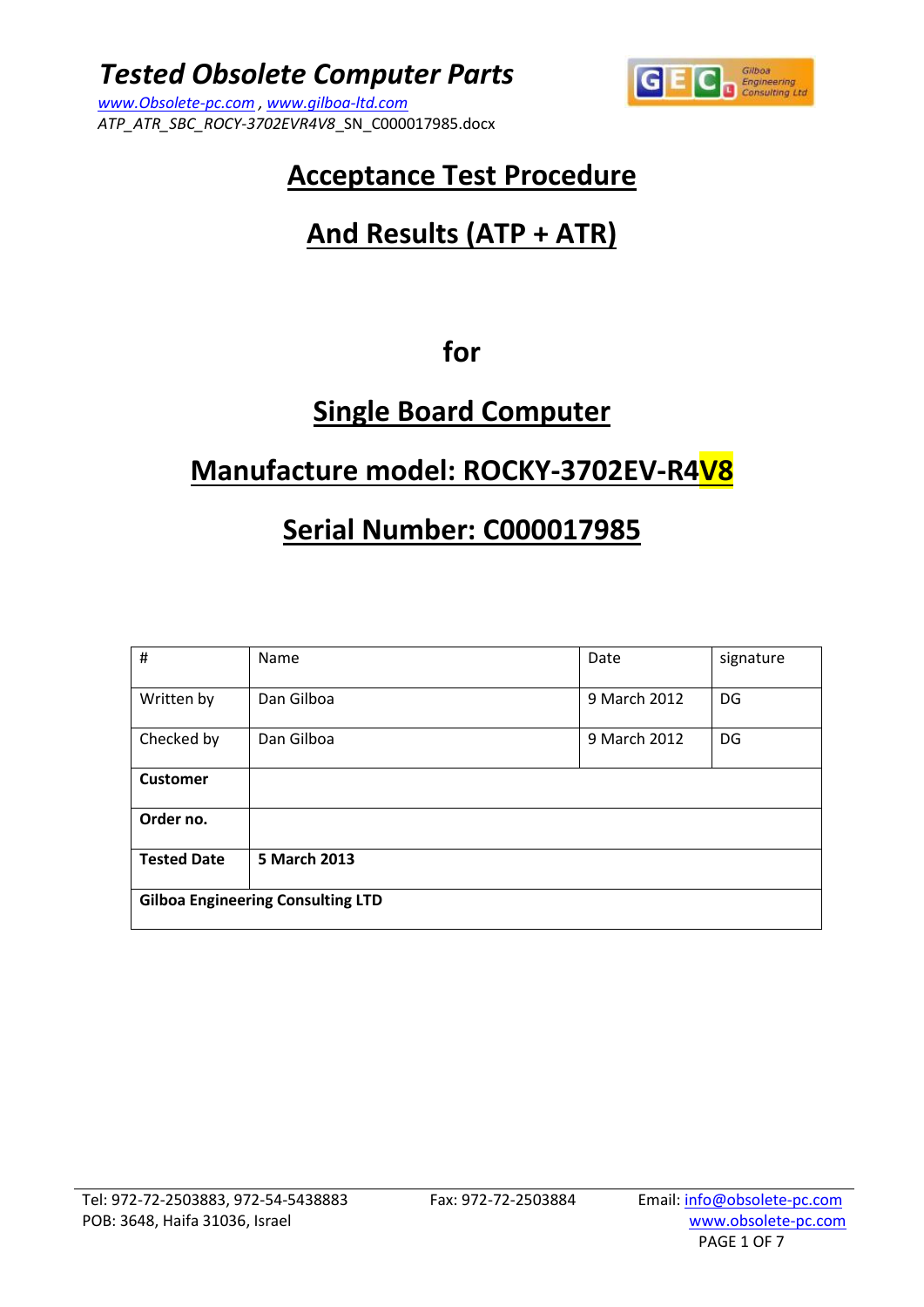# Tested Obsolete Computer Parts

www.Obsolete-pc.com , www.gilboa-ltd.com
ATP_ATR_SBC_ROCKY-3702EVR4V8_SN_C000017985.docx

## Acceptance Test Procedure

## And Results (ATP + ATR)

**for**

## Single Board Computer

## Manufacture model: ROCKY-3702EV-R4V8

## Serial Number: C000017985

| # | Name | Date | signature |
|---|---|---|---|
| Written by | Dan Gilboa | 9 March 2012 | DG |
| Checked by | Dan Gilboa | 9 March 2012 | DG |
| **Customer** | | | |
| **Order no.** | | | |
| **Tested Date** | **5 March 2013** | | |
| **Gilboa Engineering Consulting LTD** | | | |

Tel: 972-72-2503883, 972-54-5438883 Fax: 972-72-2503884 Email: info@obsolete-pc.com
POB: 3648, Haifa 31036, Israel www.obsolete-pc.com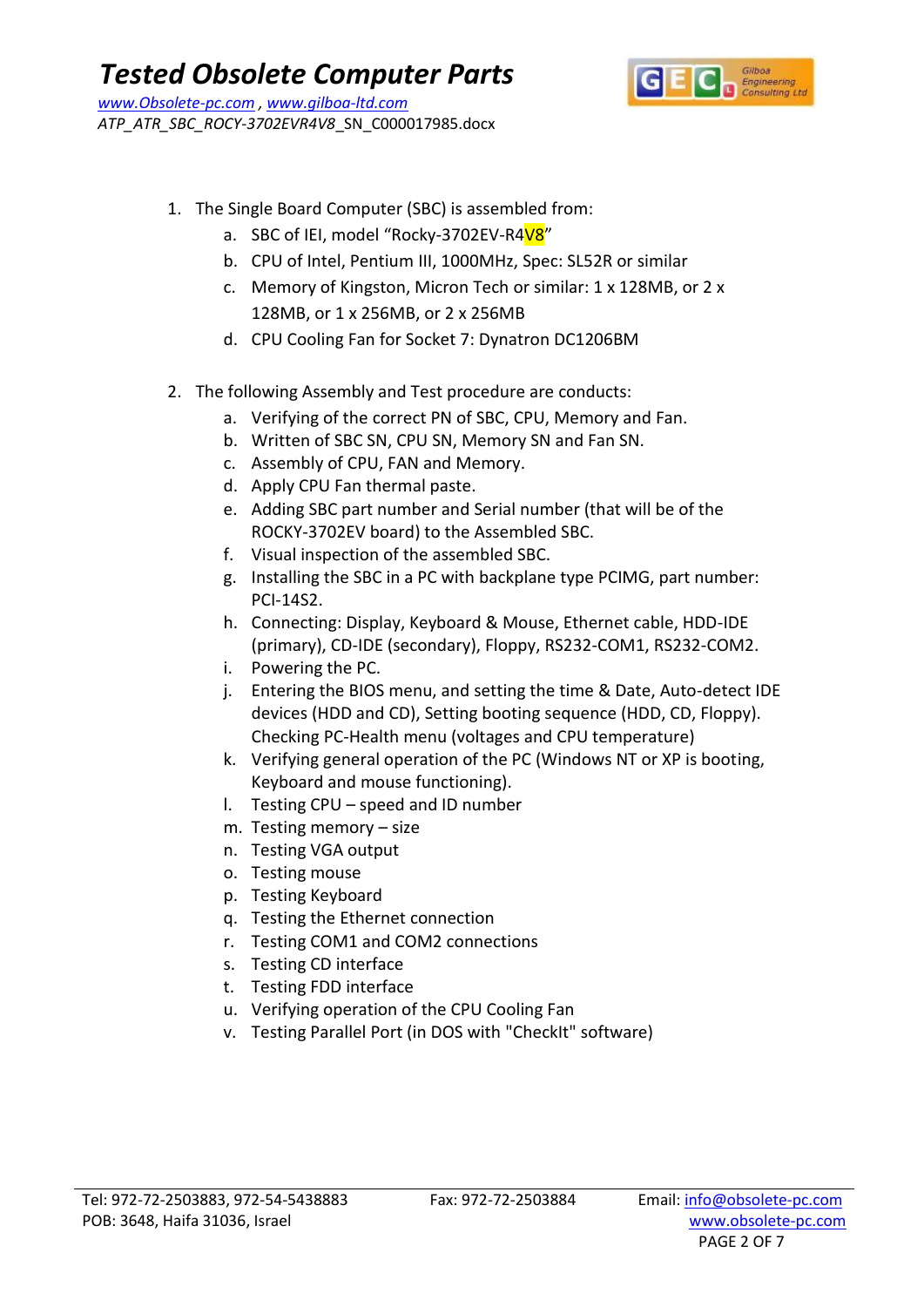1. The Single Board Computer (SBC) is assembled from:
    a. SBC of IEI, model “Rocky-3702EV-R4V8”
    b. CPU of Intel, Pentium III, 1000MHz, Spec: SL52R or similar
    c. Memory of Kingston, Micron Tech or similar: 1 x 128MB, or 2 x 128MB, or 1 x 256MB, or 2 x 256MB
    d. CPU Cooling Fan for Socket 7: Dynatron DC1206BM

2. The following Assembly and Test procedure are conducts:
    a. Verifying of the correct PN of SBC, CPU, Memory and Fan.
    b. Written of SBC SN, CPU SN, Memory SN and Fan SN.
    c. Assembly of CPU, FAN and Memory.
    d. Apply CPU Fan thermal paste.
    e. Adding SBC part number and Serial number (that will be of the ROCKY-3702EV board) to the Assembled SBC.
    f. Visual inspection of the assembled SBC.
    g. Installing the SBC in a PC with backplane type PCIMG, part number: PCI-14S2.
    h. Connecting: Display, Keyboard & Mouse, Ethernet cable, HDD-IDE (primary), CD-IDE (secondary), Floppy, RS232-COM1, RS232-COM2.
    i. Powering the PC.
    j. Entering the BIOS menu, and setting the time & Date, Auto-detect IDE devices (HDD and CD), Setting booting sequence (HDD, CD, Floppy). Checking PC-Health menu (voltages and CPU temperature)
    k. Verifying general operation of the PC (Windows NT or XP is booting, Keyboard and mouse functioning).
    l. Testing CPU – speed and ID number
    m. Testing memory – size
    n. Testing VGA output
    o. Testing mouse
    p. Testing Keyboard
    q. Testing the Ethernet connection
    r. Testing COM1 and COM2 connections
    s. Testing CD interface
    t. Testing FDD interface
    u. Verifying operation of the CPU Cooling Fan
    v. Testing Parallel Port (in DOS with "CheckIt" software)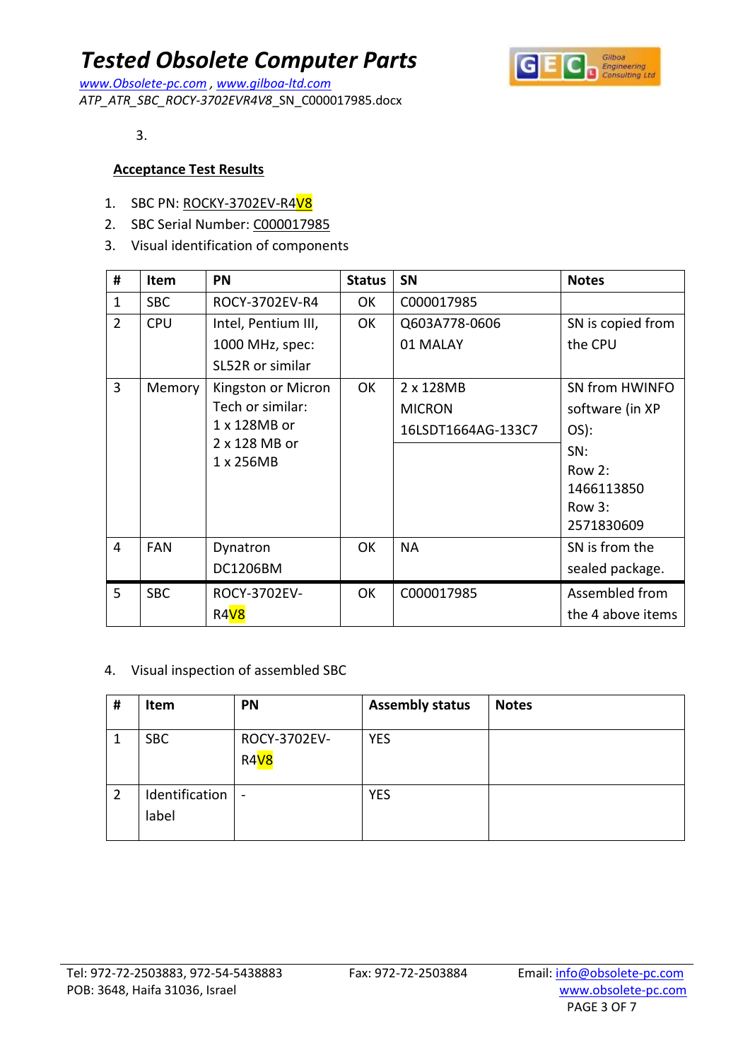3.

**Acceptance Test Results**

1. SBC PN: ROCKY-3702EV-R4V8
2. SBC Serial Number: C000017985
3. Visual identification of components

| # | Item | PN | Status | SN | Notes |
|---|---|---|---|---|---|
| 1 | SBC | ROCY-3702EV-R4 | OK | C000017985 | |
| 2 | CPU | Intel, Pentium III, 1000 MHz, spec: SL52R or similar | OK | Q603A778-0606 01 MALAY | SN is copied from the CPU |
| 3 | Memory | Kingston or Micron Tech or similar: 1 x 128MB or 2 x 128 MB or 1 x 256MB | OK | 2 x 128MB MICRON 16LSDT1664AG-133C7 | SN from HWINFO software (in XP OS): SN: Row 2: 1466113850 Row 3: 2571830609 |
| 4 | FAN | Dynatron DC1206BM | OK | NA | SN is from the sealed package. |
| 5 | SBC | ROCY-3702EV-R4V8 | OK | C000017985 | Assembled from the 4 above items |

4. Visual inspection of assembled SBC

| # | Item | PN | Assembly status | Notes |
|---|---|---|---|---|
| 1 | SBC | ROCY-3702EV-R4V8 | YES | |
| 2 | Identification label | - | YES | |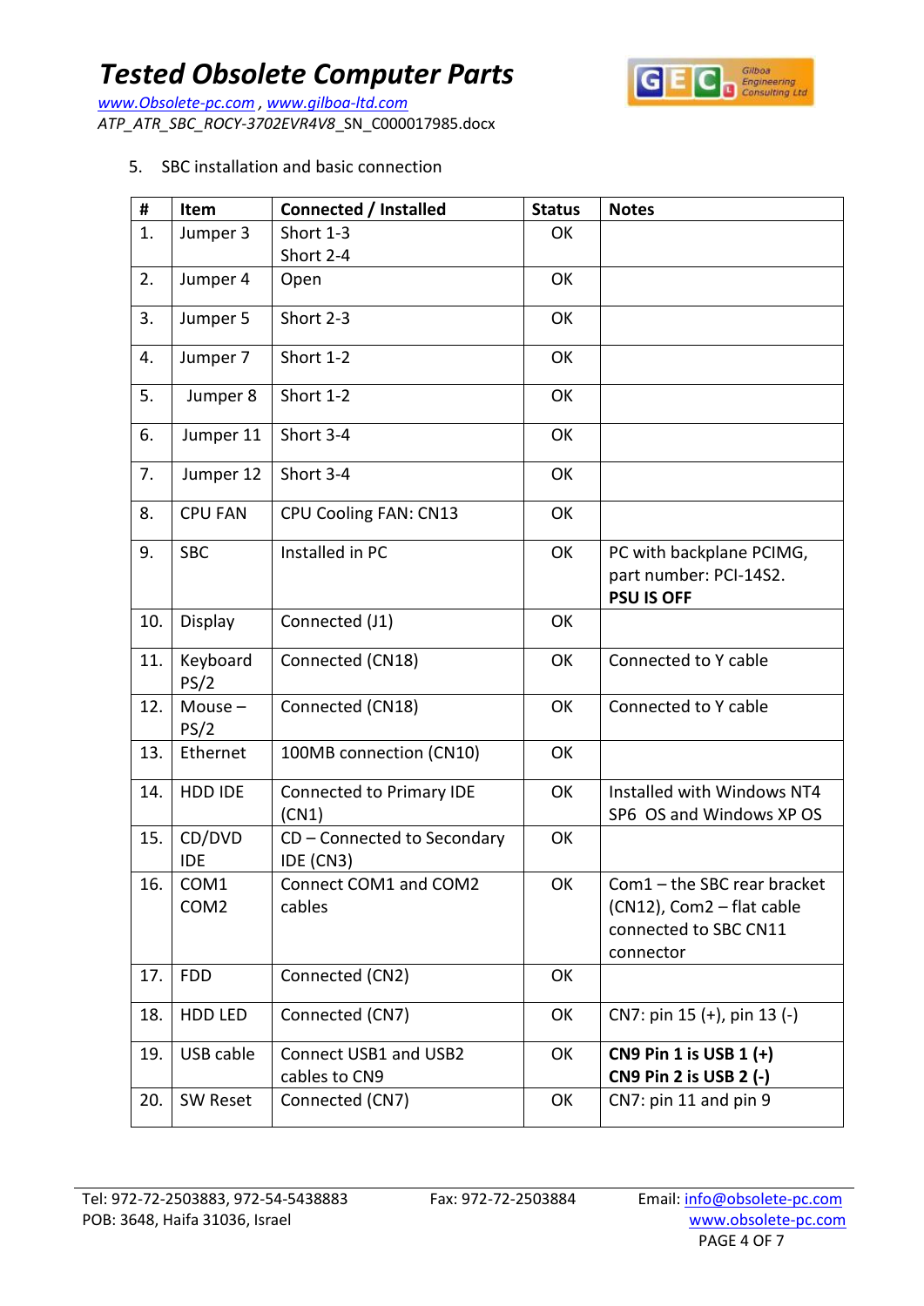5. SBC installation and basic connection

| # | Item | Connected / Installed | Status | Notes |
|---|---|---|---|---|
| 1. | Jumper 3 | Short 1-3<br>Short 2-4 | OK | |
| 2. | Jumper 4 | Open | OK | |
| 3. | Jumper 5 | Short 2-3 | OK | |
| 4. | Jumper 7 | Short 1-2 | OK | |
| 5. | Jumper 8 | Short 1-2 | OK | |
| 6. | Jumper 11 | Short 3-4 | OK | |
| 7. | Jumper 12 | Short 3-4 | OK | |
| 8. | CPU FAN | CPU Cooling FAN: CN13 | OK | |
| 9. | SBC | Installed in PC | OK | PC with backplane PCIMG, part number: PCI-14S2.<br>**PSU IS OFF** |
| 10. | Display | Connected (J1) | OK | |
| 11. | Keyboard PS/2 | Connected (CN18) | OK | Connected to Y cable |
| 12. | Mouse – PS/2 | Connected (CN18) | OK | Connected to Y cable |
| 13. | Ethernet | 100MB connection (CN10) | OK | |
| 14. | HDD IDE | Connected to Primary IDE (CN1) | OK | Installed with Windows NT4 SP6 OS and Windows XP OS |
| 15. | CD/DVD IDE | CD – Connected to Secondary IDE (CN3) | OK | |
| 16. | COM1<br>COM2 | Connect COM1 and COM2 cables | OK | Com1 – the SBC rear bracket (CN12), Com2 – flat cable connected to SBC CN11 connector |
| 17. | FDD | Connected (CN2) | OK | |
| 18. | HDD LED | Connected (CN7) | OK | CN7: pin 15 (+), pin 13 (-) |
| 19. | USB cable | Connect USB1 and USB2 cables to CN9 | OK | **CN9 Pin 1 is USB 1 (+)**<br>**CN9 Pin 2 is USB 2 (-)** |
| 20. | SW Reset | Connected (CN7) | OK | CN7: pin 11 and pin 9 |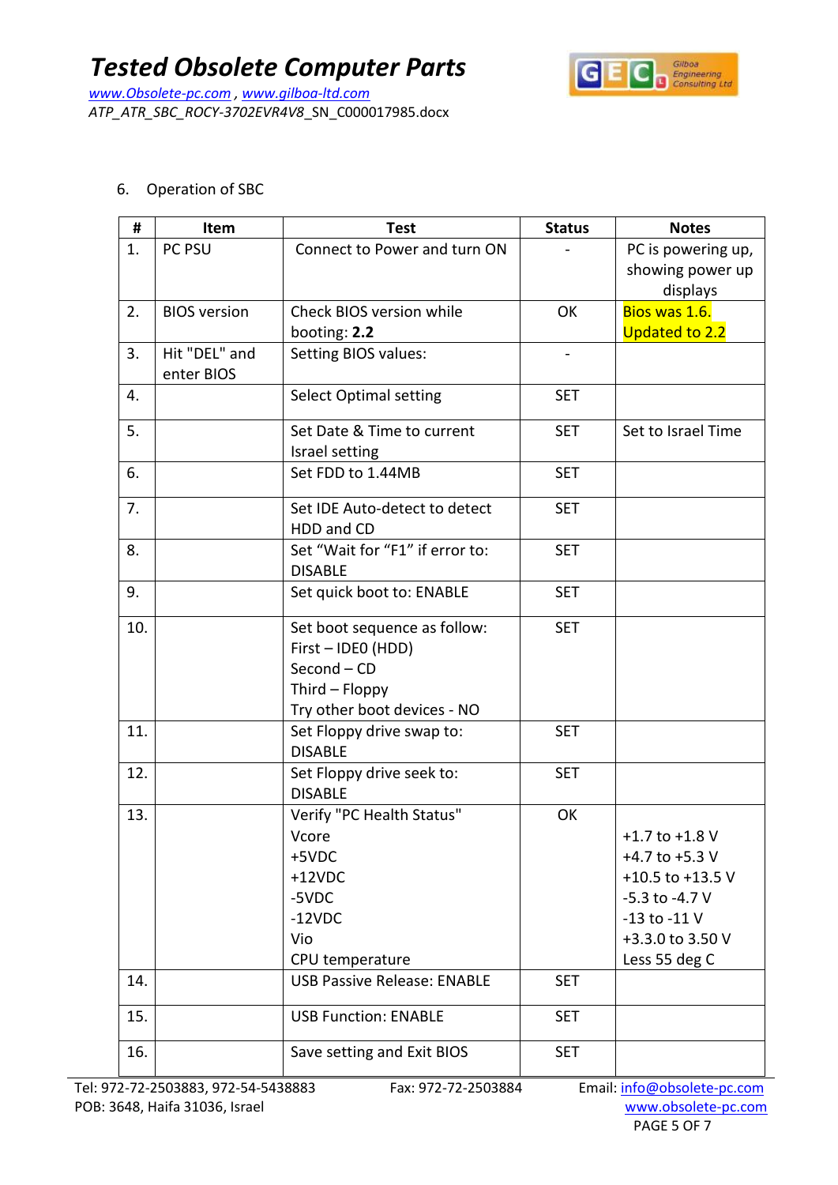6. Operation of SBC

| # | Item | Test | Status | Notes |
|---|---|---|---|---|
| 1. | PC PSU | Connect to Power and turn ON | - | PC is powering up, showing power up displays |
| 2. | BIOS version | Check BIOS version while booting: **2.2** | OK | Bios was 1.6. Updated to 2.2 |
| 3. | Hit "DEL" and enter BIOS | Setting BIOS values: | - | |
| 4. | | Select Optimal setting | SET | |
| 5. | | Set Date & Time to current Israel setting | SET | Set to Israel Time |
| 6. | | Set FDD to 1.44MB | SET | |
| 7. | | Set IDE Auto-detect to detect HDD and CD | SET | |
| 8. | | Set "Wait for "F1" if error to: DISABLE | SET | |
| 9. | | Set quick boot to: ENABLE | SET | |
| 10. | | Set boot sequence as follow:<br>First – IDE0 (HDD)<br>Second – CD<br>Third – Floppy<br>Try other boot devices - NO | SET | |
| 11. | | Set Floppy drive swap to: DISABLE | SET | |
| 12. | | Set Floppy drive seek to: DISABLE | SET | |
| 13. | | Verify "PC Health Status"<br>Vcore<br>+5VDC<br>+12VDC<br>-5VDC<br>-12VDC<br>Vio<br>CPU temperature | OK | <br>+1.7 to +1.8 V<br>+4.7 to +5.3 V<br>+10.5 to +13.5 V<br>-5.3 to -4.7 V<br>-13 to -11 V<br>+3.3.0 to 3.50 V<br>Less 55 deg C |
| 14. | | USB Passive Release: ENABLE | SET | |
| 15. | | USB Function: ENABLE | SET | |
| 16. | | Save setting and Exit BIOS | SET | |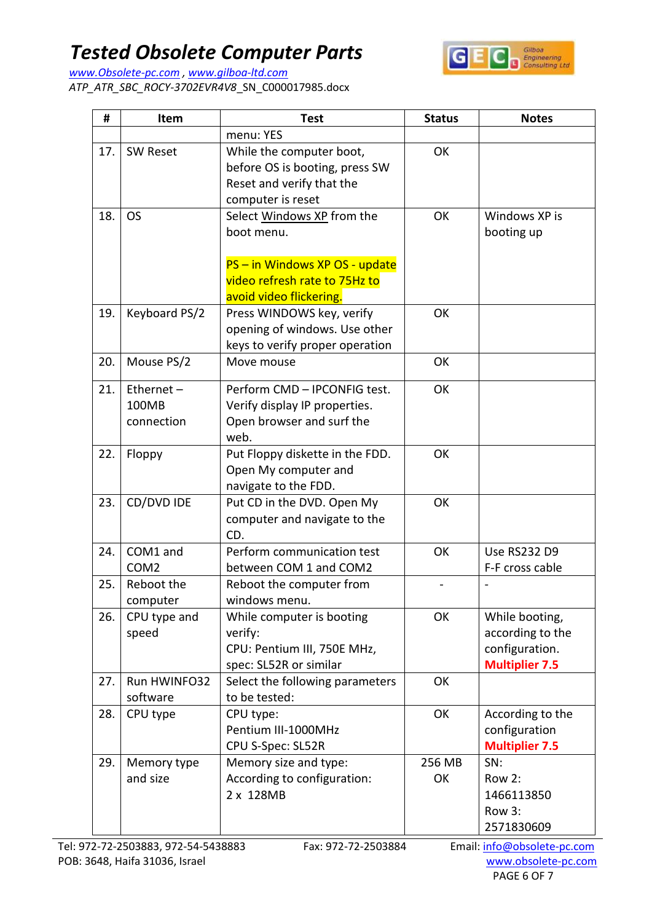| # | Item | Test | Status | Notes |
|---|---|---|---|---|
| | | menu: YES | | |
| 17. | SW Reset | While the computer boot, before OS is booting, press SW Reset and verify that the computer is reset | OK | |
| 18. | OS | Select Windows XP from the boot menu.<br><br>PS – in Windows XP OS - update video refresh rate to 75Hz to avoid video flickering. | OK | Windows XP is booting up |
| 19. | Keyboard PS/2 | Press WINDOWS key, verify opening of windows. Use other keys to verify proper operation | OK | |
| 20. | Mouse PS/2 | Move mouse | OK | |
| 21. | Ethernet – 100MB connection | Perform CMD – IPCONFIG test. Verify display IP properties. Open browser and surf the web. | OK | |
| 22. | Floppy | Put Floppy diskette in the FDD. Open My computer and navigate to the FDD. | OK | |
| 23. | CD/DVD IDE | Put CD in the DVD. Open My computer and navigate to the CD. | OK | |
| 24. | COM1 and COM2 | Perform communication test between COM 1 and COM2 | OK | Use RS232 D9 F-F cross cable |
| 25. | Reboot the computer | Reboot the computer from windows menu. | - | - |
| 26. | CPU type and speed | While computer is booting verify:<br>CPU: Pentium III, 750E MHz,<br>spec: SL52R or similar | OK | While booting, according to the configuration.<br>**Multiplier 7.5** |
| 27. | Run HWINFO32 software | Select the following parameters to be tested: | OK | |
| 28. | CPU type | CPU type:<br>Pentium III-1000MHz<br>CPU S-Spec: SL52R | OK | According to the configuration<br>**Multiplier 7.5** |
| 29. | Memory type and size | Memory size and type:<br>According to configuration:<br>2 x 128MB | 256 MB OK | SN:<br>Row 2:<br>1466113850<br>Row 3:<br>2571830609 |

Tel: 972-72-2503883, 972-54-5438883 Fax: 972-72-2503884 Email: info@obsolete-pc.com
POB: 3648, Haifa 31036, Israel www.obsolete-pc.com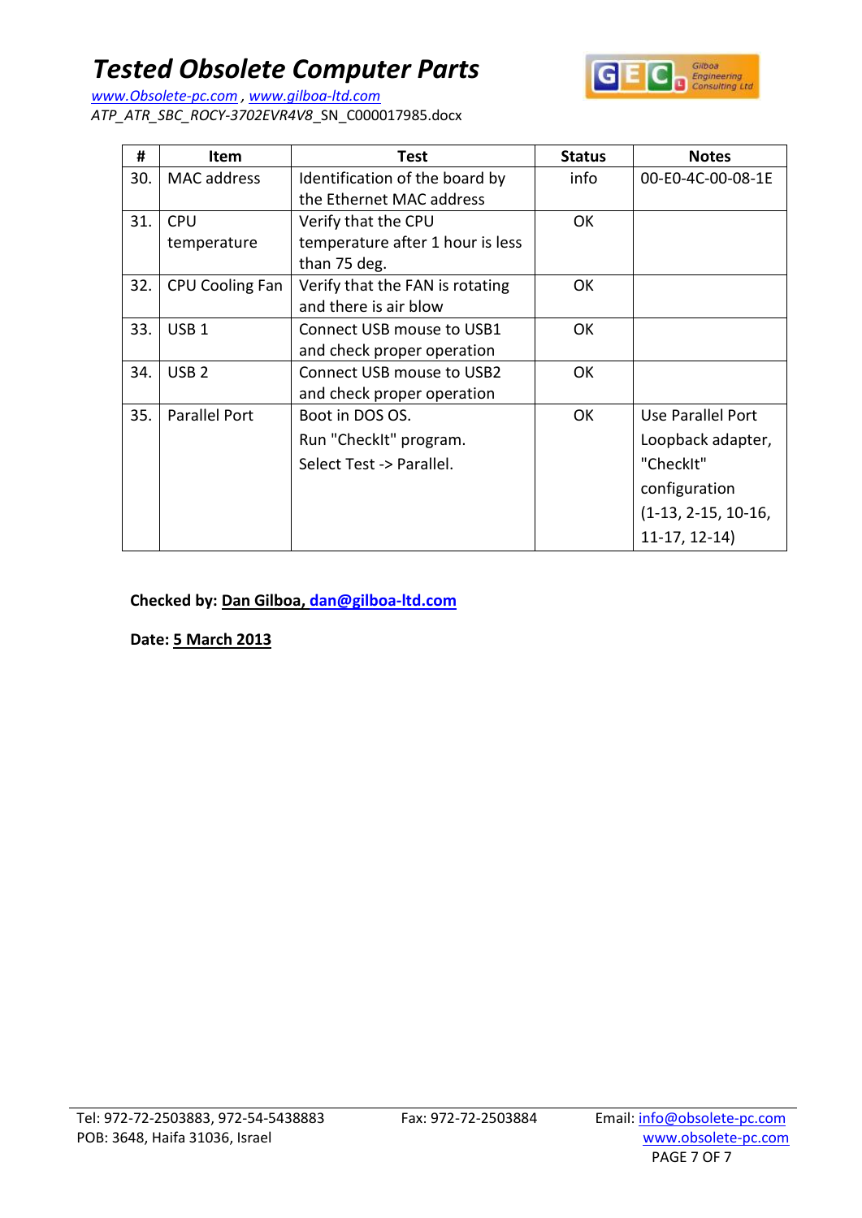| # | Item | Test | Status | Notes |
|---|---|---|---|---|
| 30. | MAC address | Identification of the board by the Ethernet MAC address | info | 00-E0-4C-00-08-1E |
| 31. | CPU temperature | Verify that the CPU temperature after 1 hour is less than 75 deg. | OK | |
| 32. | CPU Cooling Fan | Verify that the FAN is rotating and there is air blow | OK | |
| 33. | USB 1 | Connect USB mouse to USB1 and check proper operation | OK | |
| 34. | USB 2 | Connect USB mouse to USB2 and check proper operation | OK | |
| 35. | Parallel Port | Boot in DOS OS. Run "CheckIt" program. Select Test -> Parallel. | OK | Use Parallel Port Loopback adapter, "CheckIt" configuration (1-13, 2-15, 10-16, 11-17, 12-14) |

**Checked by: Dan Gilboa, dan@gilboa-ltd.com**

**Date: 5 March 2013**

Tel: 972-72-2503883, 972-54-5438883 Fax: 972-72-2503884 Email: info@obsolete-pc.com
POB: 3648, Haifa 31036, Israel www.obsolete-pc.com